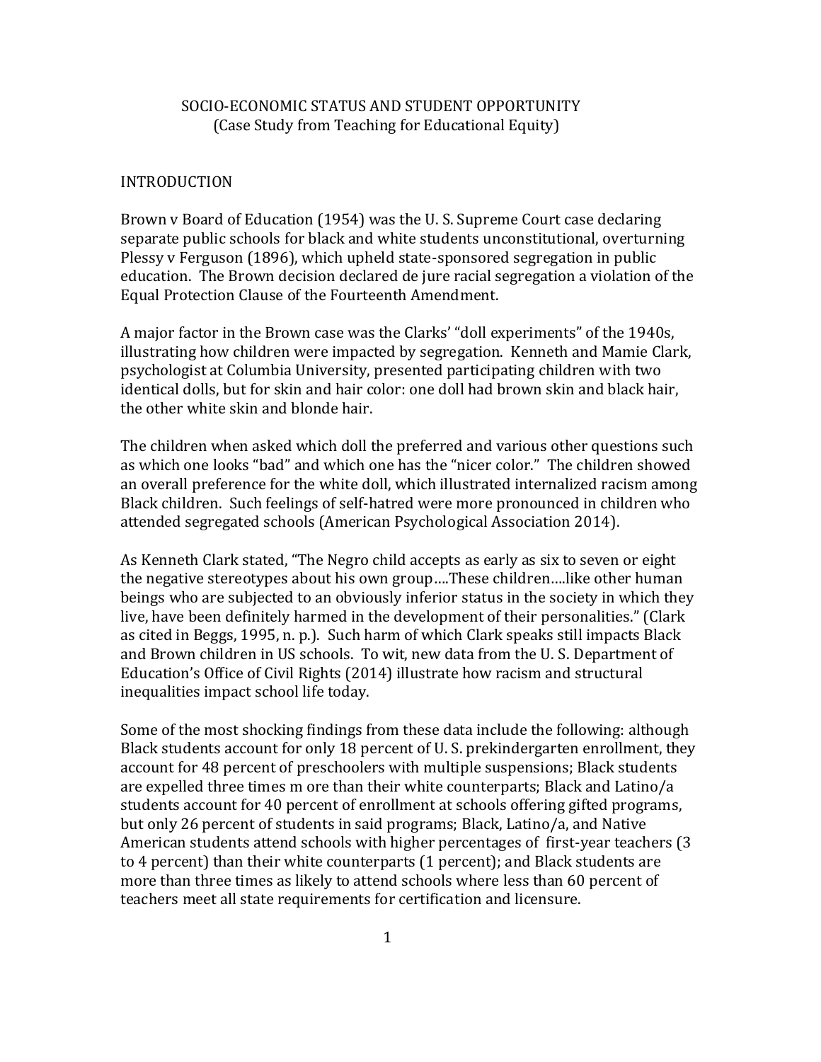# SOCIO-ECONOMIC STATUS AND STUDENT OPPORTUNITY
(Case Study from Teaching for Educational Equity)

## INTRODUCTION

Brown v Board of Education (1954) was the U. S. Supreme Court case declaring separate public schools for black and white students unconstitutional, overturning Plessy v Ferguson (1896), which upheld state-sponsored segregation in public education. The Brown decision declared de jure racial segregation a violation of the Equal Protection Clause of the Fourteenth Amendment.

A major factor in the Brown case was the Clarks' "doll experiments" of the 1940s, illustrating how children were impacted by segregation. Kenneth and Mamie Clark, psychologist at Columbia University, presented participating children with two identical dolls, but for skin and hair color: one doll had brown skin and black hair, the other white skin and blonde hair.

The children when asked which doll the preferred and various other questions such as which one looks "bad" and which one has the "nicer color." The children showed an overall preference for the white doll, which illustrated internalized racism among Black children. Such feelings of self-hatred were more pronounced in children who attended segregated schools (American Psychological Association 2014).

As Kenneth Clark stated, "The Negro child accepts as early as six to seven or eight the negative stereotypes about his own group....These children....like other human beings who are subjected to an obviously inferior status in the society in which they live, have been definitely harmed in the development of their personalities." (Clark as cited in Beggs, 1995, n. p.). Such harm of which Clark speaks still impacts Black and Brown children in US schools. To wit, new data from the U. S. Department of Education's Office of Civil Rights (2014) illustrate how racism and structural inequalities impact school life today.

Some of the most shocking findings from these data include the following: although Black students account for only 18 percent of U. S. prekindergarten enrollment, they account for 48 percent of preschoolers with multiple suspensions; Black students are expelled three times m ore than their white counterparts; Black and Latino/a students account for 40 percent of enrollment at schools offering gifted programs, but only 26 percent of students in said programs; Black, Latino/a, and Native American students attend schools with higher percentages of first-year teachers (3 to 4 percent) than their white counterparts (1 percent); and Black students are more than three times as likely to attend schools where less than 60 percent of teachers meet all state requirements for certification and licensure.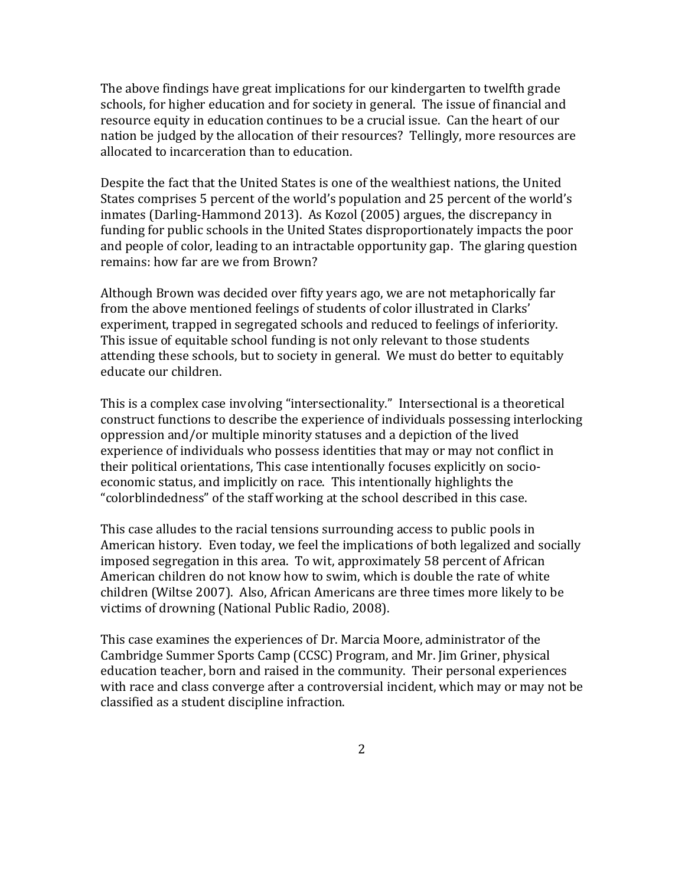The above findings have great implications for our kindergarten to twelfth grade schools, for higher education and for society in general. The issue of financial and resource equity in education continues to be a crucial issue. Can the heart of our nation be judged by the allocation of their resources? Tellingly, more resources are allocated to incarceration than to education.

Despite the fact that the United States is one of the wealthiest nations, the United States comprises 5 percent of the world's population and 25 percent of the world's inmates (Darling-Hammond 2013). As Kozol (2005) argues, the discrepancy in funding for public schools in the United States disproportionately impacts the poor and people of color, leading to an intractable opportunity gap. The glaring question remains: how far are we from Brown?

Although Brown was decided over fifty years ago, we are not metaphorically far from the above mentioned feelings of students of color illustrated in Clarks' experiment, trapped in segregated schools and reduced to feelings of inferiority. This issue of equitable school funding is not only relevant to those students attending these schools, but to society in general. We must do better to equitably educate our children.

This is a complex case involving "intersectionality." Intersectional is a theoretical construct functions to describe the experience of individuals possessing interlocking oppression and/or multiple minority statuses and a depiction of the lived experience of individuals who possess identities that may or may not conflict in their political orientations, This case intentionally focuses explicitly on socio-economic status, and implicitly on race. This intentionally highlights the "colorblindedness" of the staff working at the school described in this case.

This case alludes to the racial tensions surrounding access to public pools in American history. Even today, we feel the implications of both legalized and socially imposed segregation in this area. To wit, approximately 58 percent of African American children do not know how to swim, which is double the rate of white children (Wiltse 2007). Also, African Americans are three times more likely to be victims of drowning (National Public Radio, 2008).

This case examines the experiences of Dr. Marcia Moore, administrator of the Cambridge Summer Sports Camp (CCSC) Program, and Mr. Jim Griner, physical education teacher, born and raised in the community. Their personal experiences with race and class converge after a controversial incident, which may or may not be classified as a student discipline infraction.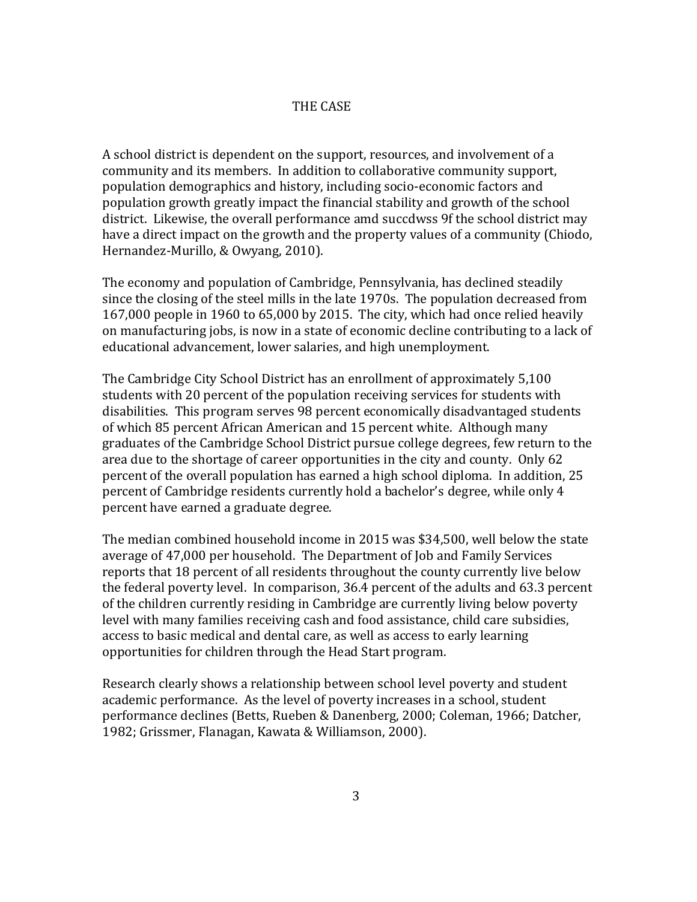# THE CASE

A school district is dependent on the support, resources, and involvement of a community and its members. In addition to collaborative community support, population demographics and history, including socio-economic factors and population growth greatly impact the financial stability and growth of the school district. Likewise, the overall performance amd succdwss 9f the school district may have a direct impact on the growth and the property values of a community (Chiodo, Hernandez-Murillo, & Owyang, 2010).

The economy and population of Cambridge, Pennsylvania, has declined steadily since the closing of the steel mills in the late 1970s. The population decreased from 167,000 people in 1960 to 65,000 by 2015. The city, which had once relied heavily on manufacturing jobs, is now in a state of economic decline contributing to a lack of educational advancement, lower salaries, and high unemployment.

The Cambridge City School District has an enrollment of approximately 5,100 students with 20 percent of the population receiving services for students with disabilities. This program serves 98 percent economically disadvantaged students of which 85 percent African American and 15 percent white. Although many graduates of the Cambridge School District pursue college degrees, few return to the area due to the shortage of career opportunities in the city and county. Only 62 percent of the overall population has earned a high school diploma. In addition, 25 percent of Cambridge residents currently hold a bachelor's degree, while only 4 percent have earned a graduate degree.

The median combined household income in 2015 was $34,500, well below the state average of 47,000 per household. The Department of Job and Family Services reports that 18 percent of all residents throughout the county currently live below the federal poverty level. In comparison, 36.4 percent of the adults and 63.3 percent of the children currently residing in Cambridge are currently living below poverty level with many families receiving cash and food assistance, child care subsidies, access to basic medical and dental care, as well as access to early learning opportunities for children through the Head Start program.

Research clearly shows a relationship between school level poverty and student academic performance. As the level of poverty increases in a school, student performance declines (Betts, Rueben & Danenberg, 2000; Coleman, 1966; Datcher, 1982; Grissmer, Flanagan, Kawata & Williamson, 2000).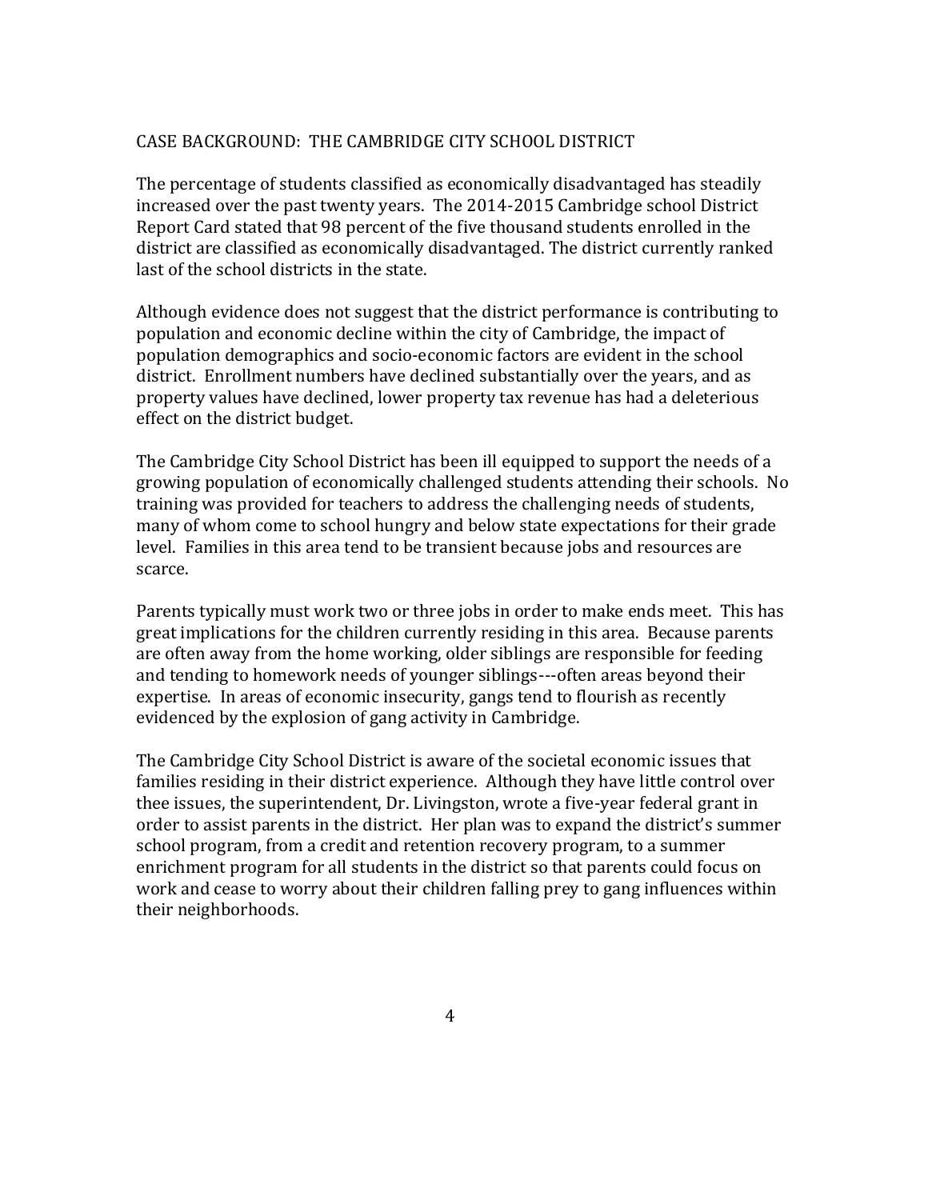## CASE BACKGROUND: THE CAMBRIDGE CITY SCHOOL DISTRICT

The percentage of students classified as economically disadvantaged has steadily increased over the past twenty years. The 2014-2015 Cambridge school District Report Card stated that 98 percent of the five thousand students enrolled in the district are classified as economically disadvantaged. The district currently ranked last of the school districts in the state.

Although evidence does not suggest that the district performance is contributing to population and economic decline within the city of Cambridge, the impact of population demographics and socio-economic factors are evident in the school district. Enrollment numbers have declined substantially over the years, and as property values have declined, lower property tax revenue has had a deleterious effect on the district budget.

The Cambridge City School District has been ill equipped to support the needs of a growing population of economically challenged students attending their schools. No training was provided for teachers to address the challenging needs of students, many of whom come to school hungry and below state expectations for their grade level. Families in this area tend to be transient because jobs and resources are scarce.

Parents typically must work two or three jobs in order to make ends meet. This has great implications for the children currently residing in this area. Because parents are often away from the home working, older siblings are responsible for feeding and tending to homework needs of younger siblings---often areas beyond their expertise. In areas of economic insecurity, gangs tend to flourish as recently evidenced by the explosion of gang activity in Cambridge.

The Cambridge City School District is aware of the societal economic issues that families residing in their district experience. Although they have little control over thee issues, the superintendent, Dr. Livingston, wrote a five-year federal grant in order to assist parents in the district. Her plan was to expand the district's summer school program, from a credit and retention recovery program, to a summer enrichment program for all students in the district so that parents could focus on work and cease to worry about their children falling prey to gang influences within their neighborhoods.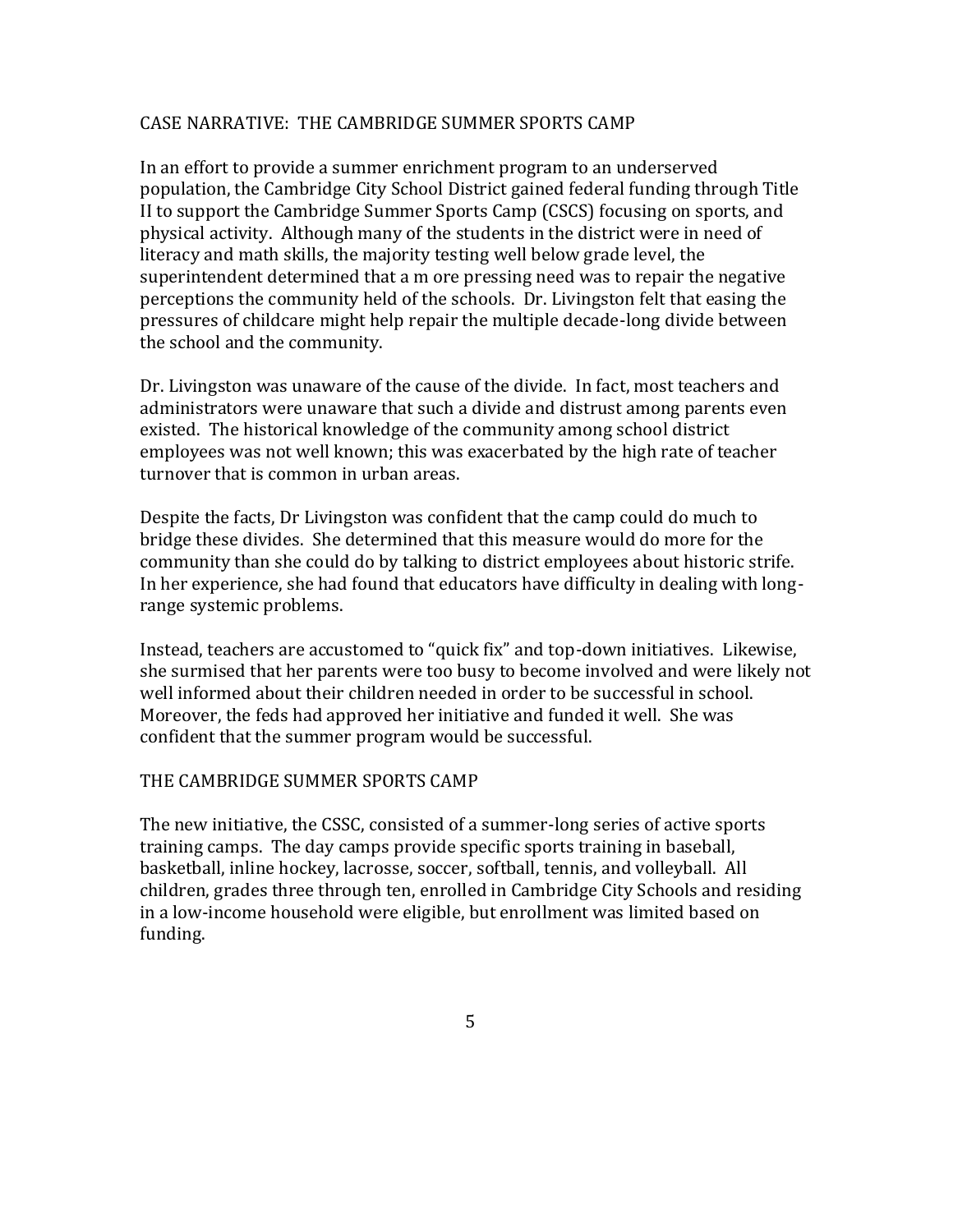## CASE NARRATIVE: THE CAMBRIDGE SUMMER SPORTS CAMP

In an effort to provide a summer enrichment program to an underserved population, the Cambridge City School District gained federal funding through Title II to support the Cambridge Summer Sports Camp (CSCS) focusing on sports, and physical activity. Although many of the students in the district were in need of literacy and math skills, the majority testing well below grade level, the superintendent determined that a m ore pressing need was to repair the negative perceptions the community held of the schools. Dr. Livingston felt that easing the pressures of childcare might help repair the multiple decade-long divide between the school and the community.

Dr. Livingston was unaware of the cause of the divide. In fact, most teachers and administrators were unaware that such a divide and distrust among parents even existed. The historical knowledge of the community among school district employees was not well known; this was exacerbated by the high rate of teacher turnover that is common in urban areas.

Despite the facts, Dr Livingston was confident that the camp could do much to bridge these divides. She determined that this measure would do more for the community than she could do by talking to district employees about historic strife. In her experience, she had found that educators have difficulty in dealing with long-range systemic problems.

Instead, teachers are accustomed to "quick fix" and top-down initiatives. Likewise, she surmised that her parents were too busy to become involved and were likely not well informed about their children needed in order to be successful in school. Moreover, the feds had approved her initiative and funded it well. She was confident that the summer program would be successful.

## THE CAMBRIDGE SUMMER SPORTS CAMP

The new initiative, the CSSC, consisted of a summer-long series of active sports training camps. The day camps provide specific sports training in baseball, basketball, inline hockey, lacrosse, soccer, softball, tennis, and volleyball. All children, grades three through ten, enrolled in Cambridge City Schools and residing in a low-income household were eligible, but enrollment was limited based on funding.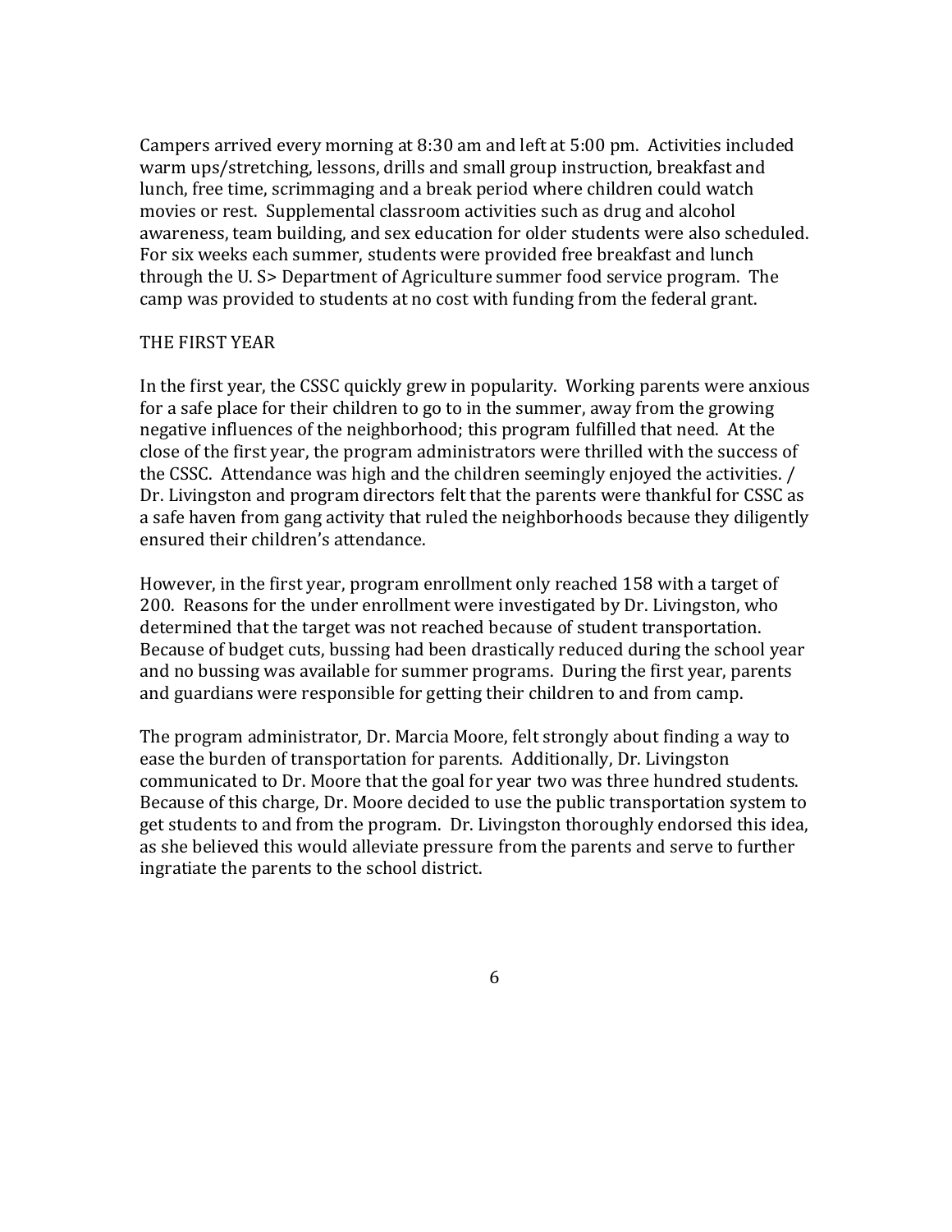Campers arrived every morning at 8:30 am and left at 5:00 pm. Activities included warm ups/stretching, lessons, drills and small group instruction, breakfast and lunch, free time, scrimmaging and a break period where children could watch movies or rest. Supplemental classroom activities such as drug and alcohol awareness, team building, and sex education for older students were also scheduled. For six weeks each summer, students were provided free breakfast and lunch through the U. S> Department of Agriculture summer food service program. The camp was provided to students at no cost with funding from the federal grant.

## THE FIRST YEAR

In the first year, the CSSC quickly grew in popularity. Working parents were anxious for a safe place for their children to go to in the summer, away from the growing negative influences of the neighborhood; this program fulfilled that need. At the close of the first year, the program administrators were thrilled with the success of the CSSC. Attendance was high and the children seemingly enjoyed the activities. / Dr. Livingston and program directors felt that the parents were thankful for CSSC as a safe haven from gang activity that ruled the neighborhoods because they diligently ensured their children's attendance.

However, in the first year, program enrollment only reached 158 with a target of 200. Reasons for the under enrollment were investigated by Dr. Livingston, who determined that the target was not reached because of student transportation. Because of budget cuts, bussing had been drastically reduced during the school year and no bussing was available for summer programs. During the first year, parents and guardians were responsible for getting their children to and from camp.

The program administrator, Dr. Marcia Moore, felt strongly about finding a way to ease the burden of transportation for parents. Additionally, Dr. Livingston communicated to Dr. Moore that the goal for year two was three hundred students. Because of this charge, Dr. Moore decided to use the public transportation system to get students to and from the program. Dr. Livingston thoroughly endorsed this idea, as she believed this would alleviate pressure from the parents and serve to further ingratiate the parents to the school district.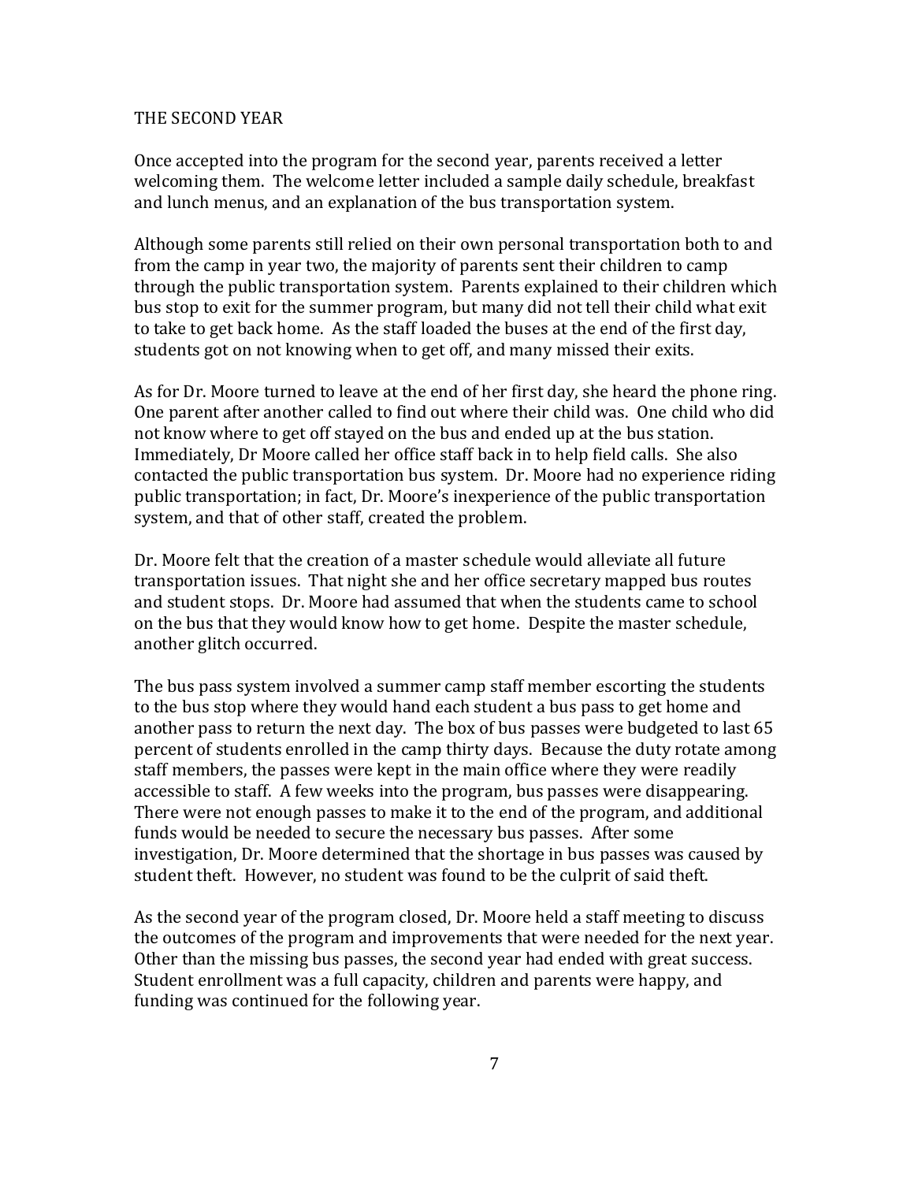## THE SECOND YEAR

Once accepted into the program for the second year, parents received a letter welcoming them. The welcome letter included a sample daily schedule, breakfast and lunch menus, and an explanation of the bus transportation system.

Although some parents still relied on their own personal transportation both to and from the camp in year two, the majority of parents sent their children to camp through the public transportation system. Parents explained to their children which bus stop to exit for the summer program, but many did not tell their child what exit to take to get back home. As the staff loaded the buses at the end of the first day, students got on not knowing when to get off, and many missed their exits.

As for Dr. Moore turned to leave at the end of her first day, she heard the phone ring. One parent after another called to find out where their child was. One child who did not know where to get off stayed on the bus and ended up at the bus station. Immediately, Dr Moore called her office staff back in to help field calls. She also contacted the public transportation bus system. Dr. Moore had no experience riding public transportation; in fact, Dr. Moore's inexperience of the public transportation system, and that of other staff, created the problem.

Dr. Moore felt that the creation of a master schedule would alleviate all future transportation issues. That night she and her office secretary mapped bus routes and student stops. Dr. Moore had assumed that when the students came to school on the bus that they would know how to get home. Despite the master schedule, another glitch occurred.

The bus pass system involved a summer camp staff member escorting the students to the bus stop where they would hand each student a bus pass to get home and another pass to return the next day. The box of bus passes were budgeted to last 65 percent of students enrolled in the camp thirty days. Because the duty rotate among staff members, the passes were kept in the main office where they were readily accessible to staff. A few weeks into the program, bus passes were disappearing. There were not enough passes to make it to the end of the program, and additional funds would be needed to secure the necessary bus passes. After some investigation, Dr. Moore determined that the shortage in bus passes was caused by student theft. However, no student was found to be the culprit of said theft.

As the second year of the program closed, Dr. Moore held a staff meeting to discuss the outcomes of the program and improvements that were needed for the next year. Other than the missing bus passes, the second year had ended with great success. Student enrollment was a full capacity, children and parents were happy, and funding was continued for the following year.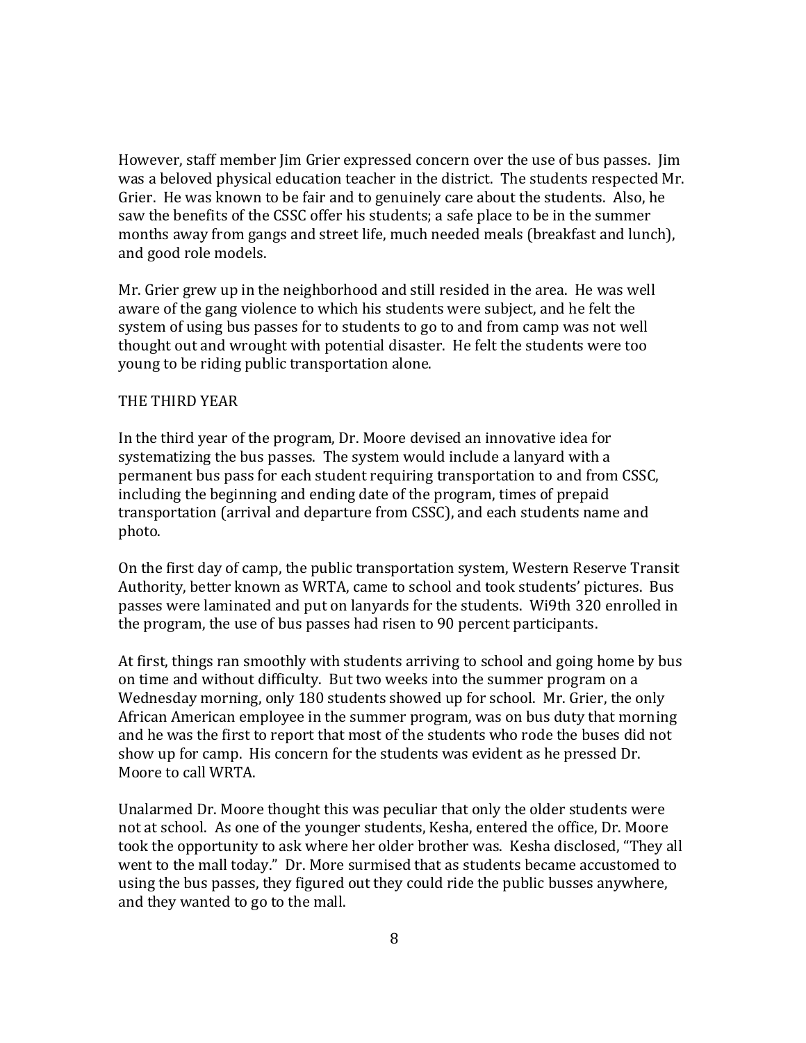However, staff member Jim Grier expressed concern over the use of bus passes. Jim was a beloved physical education teacher in the district. The students respected Mr. Grier. He was known to be fair and to genuinely care about the students. Also, he saw the benefits of the CSSC offer his students; a safe place to be in the summer months away from gangs and street life, much needed meals (breakfast and lunch), and good role models.

Mr. Grier grew up in the neighborhood and still resided in the area. He was well aware of the gang violence to which his students were subject, and he felt the system of using bus passes for to students to go to and from camp was not well thought out and wrought with potential disaster. He felt the students were too young to be riding public transportation alone.

## THE THIRD YEAR

In the third year of the program, Dr. Moore devised an innovative idea for systematizing the bus passes. The system would include a lanyard with a permanent bus pass for each student requiring transportation to and from CSSC, including the beginning and ending date of the program, times of prepaid transportation (arrival and departure from CSSC), and each students name and photo.

On the first day of camp, the public transportation system, Western Reserve Transit Authority, better known as WRTA, came to school and took students' pictures. Bus passes were laminated and put on lanyards for the students. Wi9th 320 enrolled in the program, the use of bus passes had risen to 90 percent participants.

At first, things ran smoothly with students arriving to school and going home by bus on time and without difficulty. But two weeks into the summer program on a Wednesday morning, only 180 students showed up for school. Mr. Grier, the only African American employee in the summer program, was on bus duty that morning and he was the first to report that most of the students who rode the buses did not show up for camp. His concern for the students was evident as he pressed Dr. Moore to call WRTA.

Unalarmed Dr. Moore thought this was peculiar that only the older students were not at school. As one of the younger students, Kesha, entered the office, Dr. Moore took the opportunity to ask where her older brother was. Kesha disclosed, "They all went to the mall today." Dr. More surmised that as students became accustomed to using the bus passes, they figured out they could ride the public busses anywhere, and they wanted to go to the mall.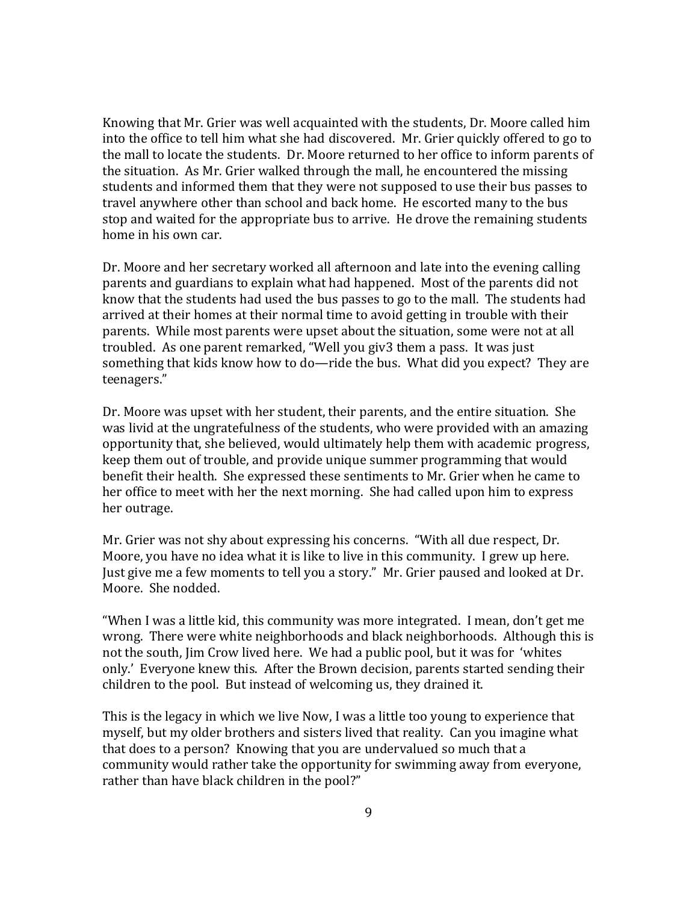Knowing that Mr. Grier was well acquainted with the students, Dr. Moore called him into the office to tell him what she had discovered. Mr. Grier quickly offered to go to the mall to locate the students. Dr. Moore returned to her office to inform parents of the situation. As Mr. Grier walked through the mall, he encountered the missing students and informed them that they were not supposed to use their bus passes to travel anywhere other than school and back home. He escorted many to the bus stop and waited for the appropriate bus to arrive. He drove the remaining students home in his own car.

Dr. Moore and her secretary worked all afternoon and late into the evening calling parents and guardians to explain what had happened. Most of the parents did not know that the students had used the bus passes to go to the mall. The students had arrived at their homes at their normal time to avoid getting in trouble with their parents. While most parents were upset about the situation, some were not at all troubled. As one parent remarked, "Well you giv3 them a pass. It was just something that kids know how to do—ride the bus. What did you expect? They are teenagers."

Dr. Moore was upset with her student, their parents, and the entire situation. She was livid at the ungratefulness of the students, who were provided with an amazing opportunity that, she believed, would ultimately help them with academic progress, keep them out of trouble, and provide unique summer programming that would benefit their health. She expressed these sentiments to Mr. Grier when he came to her office to meet with her the next morning. She had called upon him to express her outrage.

Mr. Grier was not shy about expressing his concerns. "With all due respect, Dr. Moore, you have no idea what it is like to live in this community. I grew up here. Just give me a few moments to tell you a story." Mr. Grier paused and looked at Dr. Moore. She nodded.

"When I was a little kid, this community was more integrated. I mean, don't get me wrong. There were white neighborhoods and black neighborhoods. Although this is not the south, Jim Crow lived here. We had a public pool, but it was for 'whites only.' Everyone knew this. After the Brown decision, parents started sending their children to the pool. But instead of welcoming us, they drained it.

This is the legacy in which we live Now, I was a little too young to experience that myself, but my older brothers and sisters lived that reality. Can you imagine what that does to a person? Knowing that you are undervalued so much that a community would rather take the opportunity for swimming away from everyone, rather than have black children in the pool?"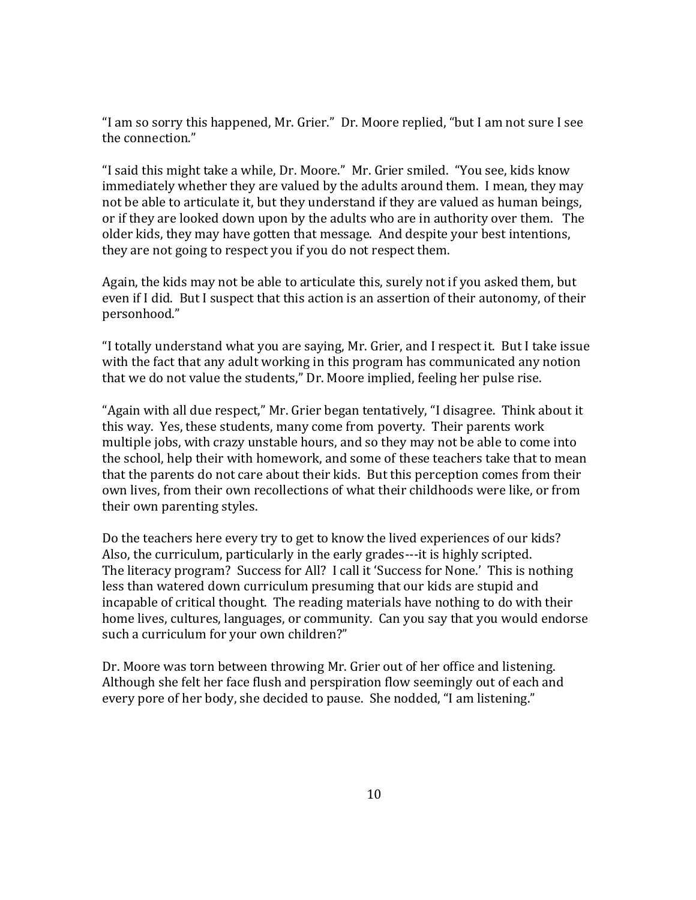"I am so sorry this happened, Mr. Grier." Dr. Moore replied, "but I am not sure I see the connection."

"I said this might take a while, Dr. Moore." Mr. Grier smiled. "You see, kids know immediately whether they are valued by the adults around them. I mean, they may not be able to articulate it, but they understand if they are valued as human beings, or if they are looked down upon by the adults who are in authority over them. The older kids, they may have gotten that message. And despite your best intentions, they are not going to respect you if you do not respect them.

Again, the kids may not be able to articulate this, surely not if you asked them, but even if I did. But I suspect that this action is an assertion of their autonomy, of their personhood."

"I totally understand what you are saying, Mr. Grier, and I respect it. But I take issue with the fact that any adult working in this program has communicated any notion that we do not value the students," Dr. Moore implied, feeling her pulse rise.

"Again with all due respect," Mr. Grier began tentatively, "I disagree. Think about it this way. Yes, these students, many come from poverty. Their parents work multiple jobs, with crazy unstable hours, and so they may not be able to come into the school, help their with homework, and some of these teachers take that to mean that the parents do not care about their kids. But this perception comes from their own lives, from their own recollections of what their childhoods were like, or from their own parenting styles.

Do the teachers here every try to get to know the lived experiences of our kids? Also, the curriculum, particularly in the early grades---it is highly scripted. The literacy program? Success for All? I call it 'Success for None.' This is nothing less than watered down curriculum presuming that our kids are stupid and incapable of critical thought. The reading materials have nothing to do with their home lives, cultures, languages, or community. Can you say that you would endorse such a curriculum for your own children?"

Dr. Moore was torn between throwing Mr. Grier out of her office and listening. Although she felt her face flush and perspiration flow seemingly out of each and every pore of her body, she decided to pause. She nodded, "I am listening."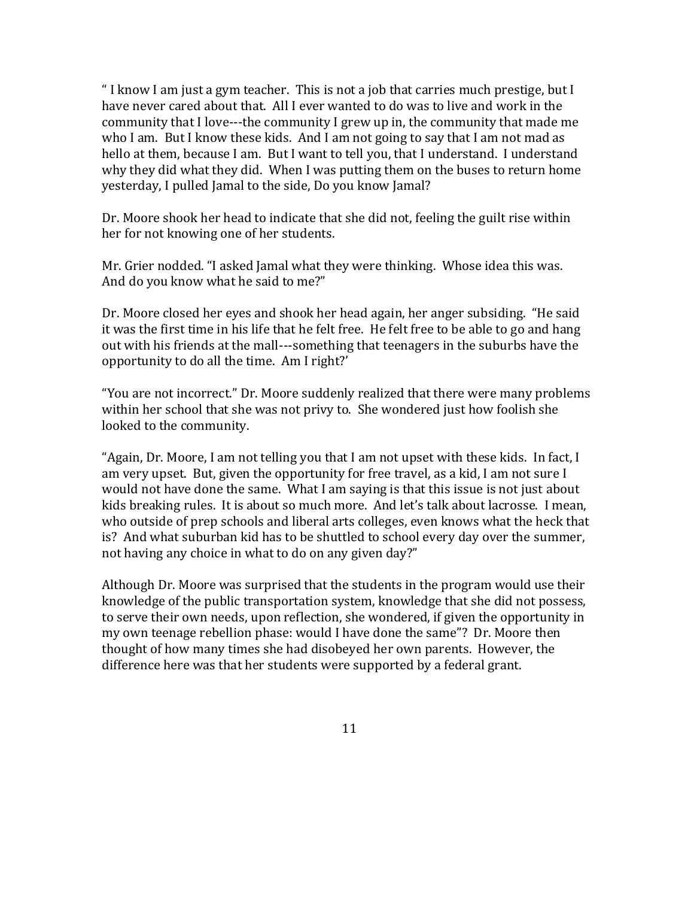" I know I am just a gym teacher. This is not a job that carries much prestige, but I have never cared about that. All I ever wanted to do was to live and work in the community that I love---the community I grew up in, the community that made me who I am. But I know these kids. And I am not going to say that I am not mad as hello at them, because I am. But I want to tell you, that I understand. I understand why they did what they did. When I was putting them on the buses to return home yesterday, I pulled Jamal to the side, Do you know Jamal?

Dr. Moore shook her head to indicate that she did not, feeling the guilt rise within her for not knowing one of her students.

Mr. Grier nodded. "I asked Jamal what they were thinking. Whose idea this was. And do you know what he said to me?"

Dr. Moore closed her eyes and shook her head again, her anger subsiding. "He said it was the first time in his life that he felt free. He felt free to be able to go and hang out with his friends at the mall---something that teenagers in the suburbs have the opportunity to do all the time. Am I right?'

"You are not incorrect." Dr. Moore suddenly realized that there were many problems within her school that she was not privy to. She wondered just how foolish she looked to the community.

"Again, Dr. Moore, I am not telling you that I am not upset with these kids. In fact, I am very upset. But, given the opportunity for free travel, as a kid, I am not sure I would not have done the same. What I am saying is that this issue is not just about kids breaking rules. It is about so much more. And let's talk about lacrosse. I mean, who outside of prep schools and liberal arts colleges, even knows what the heck that is? And what suburban kid has to be shuttled to school every day over the summer, not having any choice in what to do on any given day?"

Although Dr. Moore was surprised that the students in the program would use their knowledge of the public transportation system, knowledge that she did not possess, to serve their own needs, upon reflection, she wondered, if given the opportunity in my own teenage rebellion phase: would I have done the same"? Dr. Moore then thought of how many times she had disobeyed her own parents. However, the difference here was that her students were supported by a federal grant.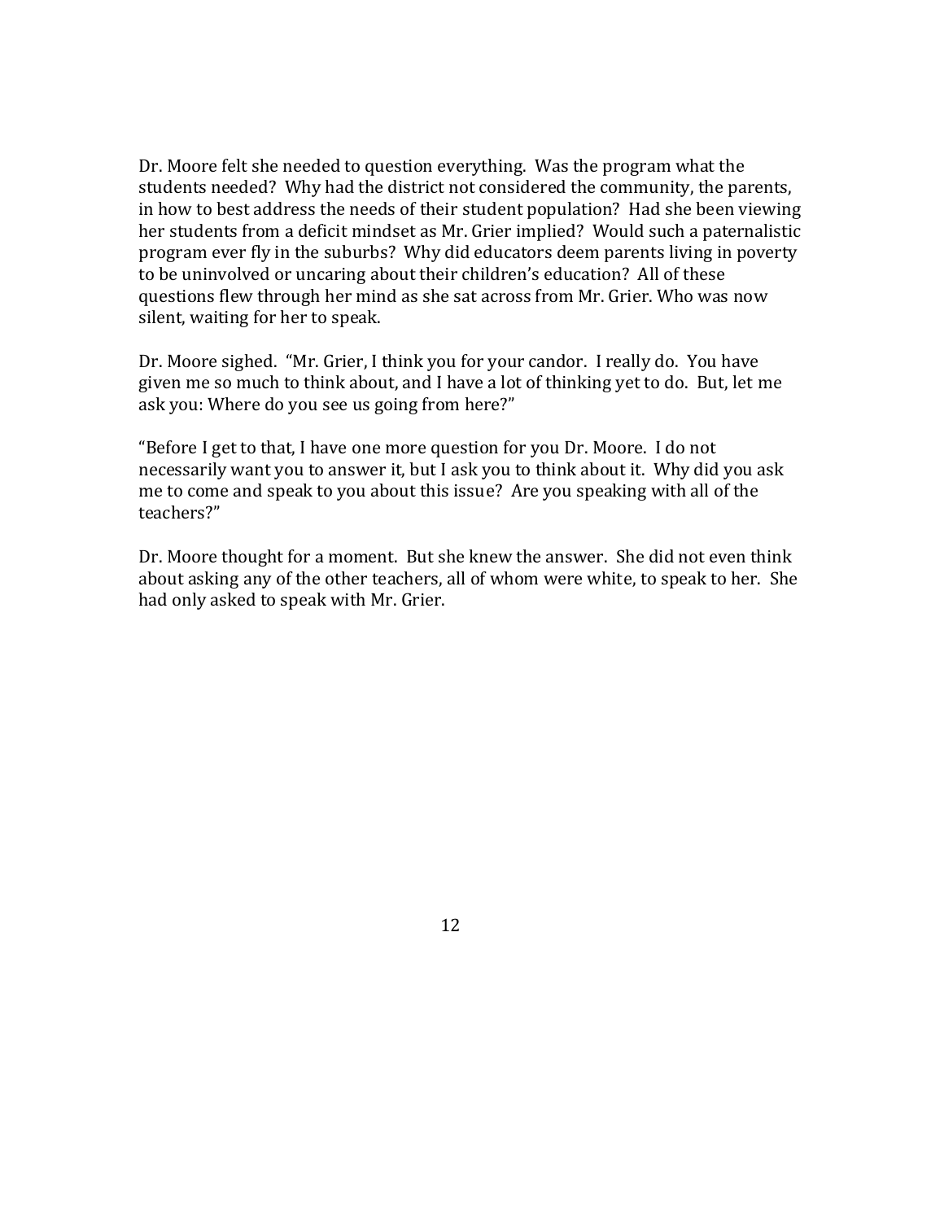Dr. Moore felt she needed to question everything. Was the program what the students needed? Why had the district not considered the community, the parents, in how to best address the needs of their student population? Had she been viewing her students from a deficit mindset as Mr. Grier implied? Would such a paternalistic program ever fly in the suburbs? Why did educators deem parents living in poverty to be uninvolved or uncaring about their children's education? All of these questions flew through her mind as she sat across from Mr. Grier. Who was now silent, waiting for her to speak.

Dr. Moore sighed. "Mr. Grier, I think you for your candor. I really do. You have given me so much to think about, and I have a lot of thinking yet to do. But, let me ask you: Where do you see us going from here?"

"Before I get to that, I have one more question for you Dr. Moore. I do not necessarily want you to answer it, but I ask you to think about it. Why did you ask me to come and speak to you about this issue? Are you speaking with all of the teachers?"

Dr. Moore thought for a moment. But she knew the answer. She did not even think about asking any of the other teachers, all of whom were white, to speak to her. She had only asked to speak with Mr. Grier.